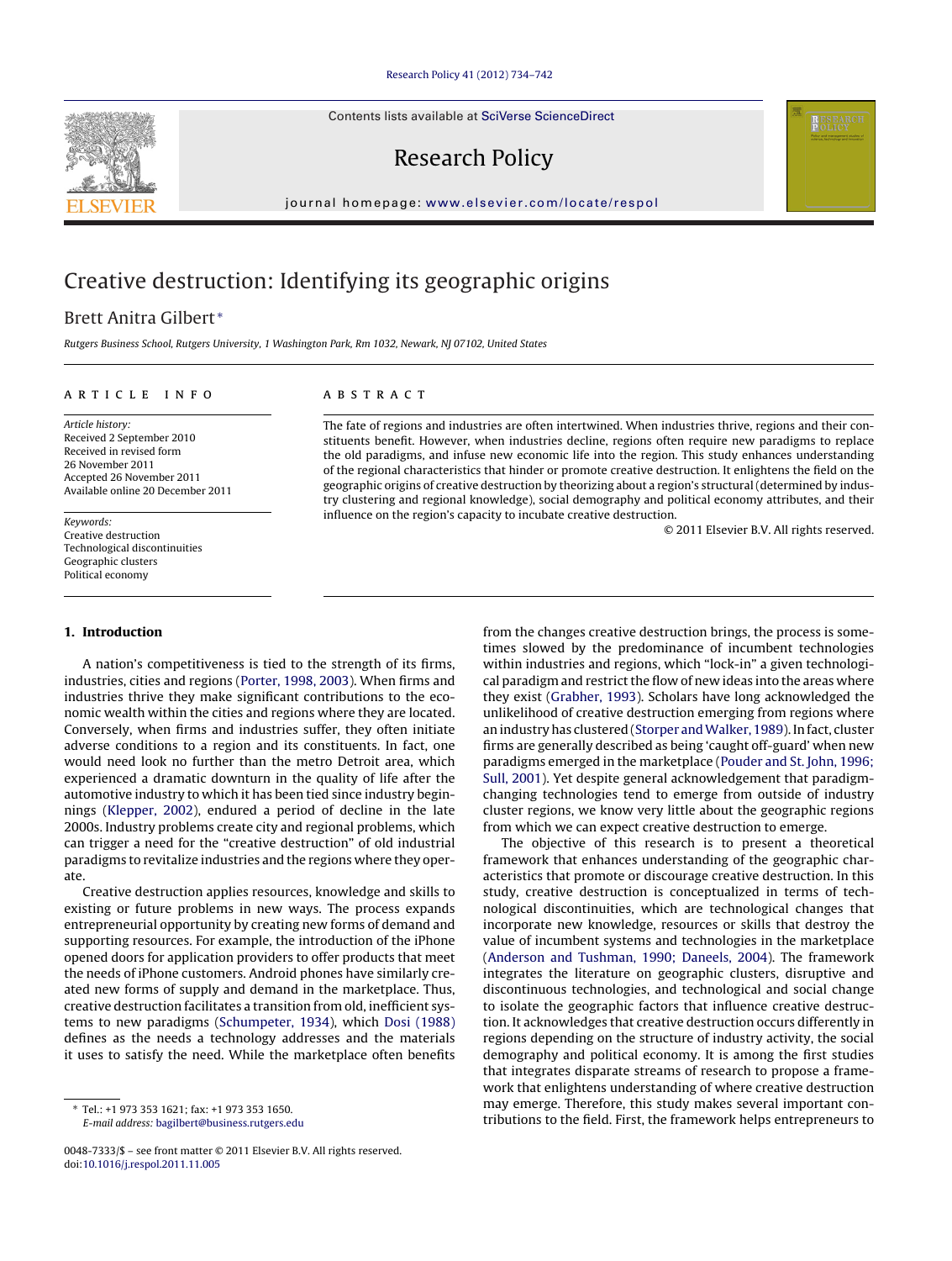# Creative destruction: Identifying its geographic origins

Brett Anitra Gilbert *

*Rutgers Business School, Rutgers University, 1 Washington Park, Rm 1032, Newark, NJ 07102, United States*

## ARTICLE INFO

*Article history:*
Received 2 September 2010
Received in revised form 26 November 2011
Accepted 26 November 2011
Available online 20 December 2011

*Keywords:*
Creative destruction
Technological discontinuities
Geographic clusters
Political economy

## ABSTRACT

The fate of regions and industries are often intertwined. When industries thrive, regions and their constituents benefit. However, when industries decline, regions often require new paradigms to replace the old paradigms, and infuse new economic life into the region. This study enhances understanding of the regional characteristics that hinder or promote creative destruction. It enlightens the field on the geographic origins of creative destruction by theorizing about a region's structural (determined by industry clustering and regional knowledge), social demography and political economy attributes, and their influence on the region's capacity to incubate creative destruction.

© 2011 Elsevier B.V. All rights reserved.

## 1. Introduction

A nation's competitiveness is tied to the strength of its firms, industries, cities and regions (Porter, 1998, 2003). When firms and industries thrive they make significant contributions to the economic wealth within the cities and regions where they are located. Conversely, when firms and industries suffer, they often initiate adverse conditions to a region and its constituents. In fact, one would need look no further than the metro Detroit area, which experienced a dramatic downturn in the quality of life after the automotive industry to which it has been tied since industry beginnings (Klepper, 2002), endured a period of decline in the late 2000s. Industry problems create city and regional problems, which can trigger a need for the "creative destruction" of old industrial paradigms to revitalize industries and the regions where they operate.

Creative destruction applies resources, knowledge and skills to existing or future problems in new ways. The process expands entrepreneurial opportunity by creating new forms of demand and supporting resources. For example, the introduction of the iPhone opened doors for application providers to offer products that meet the needs of iPhone customers. Android phones have similarly created new forms of supply and demand in the marketplace. Thus, creative destruction facilitates a transition from old, inefficient systems to new paradigms (Schumpeter, 1934), which Dosi (1988) defines as the needs a technology addresses and the materials it uses to satisfy the need. While the marketplace often benefits from the changes creative destruction brings, the process is sometimes slowed by the predominance of incumbent technologies within industries and regions, which "lock-in" a given technological paradigm and restrict the flow of new ideas into the areas where they exist (Grabher, 1993). Scholars have long acknowledged the unlikelihood of creative destruction emerging from regions where an industry has clustered (Storper and Walker, 1989). In fact, cluster firms are generally described as being 'caught off-guard' when new paradigms emerged in the marketplace (Pouder and St. John, 1996; Sull, 2001). Yet despite general acknowledgement that paradigm-changing technologies tend to emerge from outside of industry cluster regions, we know very little about the geographic regions from which we can expect creative destruction to emerge.

The objective of this research is to present a theoretical framework that enhances understanding of the geographic characteristics that promote or discourage creative destruction. In this study, creative destruction is conceptualized in terms of technological discontinuities, which are technological changes that incorporate new knowledge, resources or skills that destroy the value of incumbent systems and technologies in the marketplace (Anderson and Tushman, 1990; Daneels, 2004). The framework integrates the literature on geographic clusters, disruptive and discontinuous technologies, and technological and social change to isolate the geographic factors that influence creative destruction. It acknowledges that creative destruction occurs differently in regions depending on the structure of industry activity, the social demography and political economy. It is among the first studies that integrates disparate streams of research to propose a framework that enlightens understanding of where creative destruction may emerge. Therefore, this study makes several important contributions to the field. First, the framework helps entrepreneurs to

---

* Tel.: +1 973 353 1621; fax: +1 973 353 1650.
*E-mail address:* bagilbert@business.rutgers.edu

0048-7333/$ – see front matter © 2011 Elsevier B.V. All rights reserved.
doi:10.1016/j.respol.2011.11.005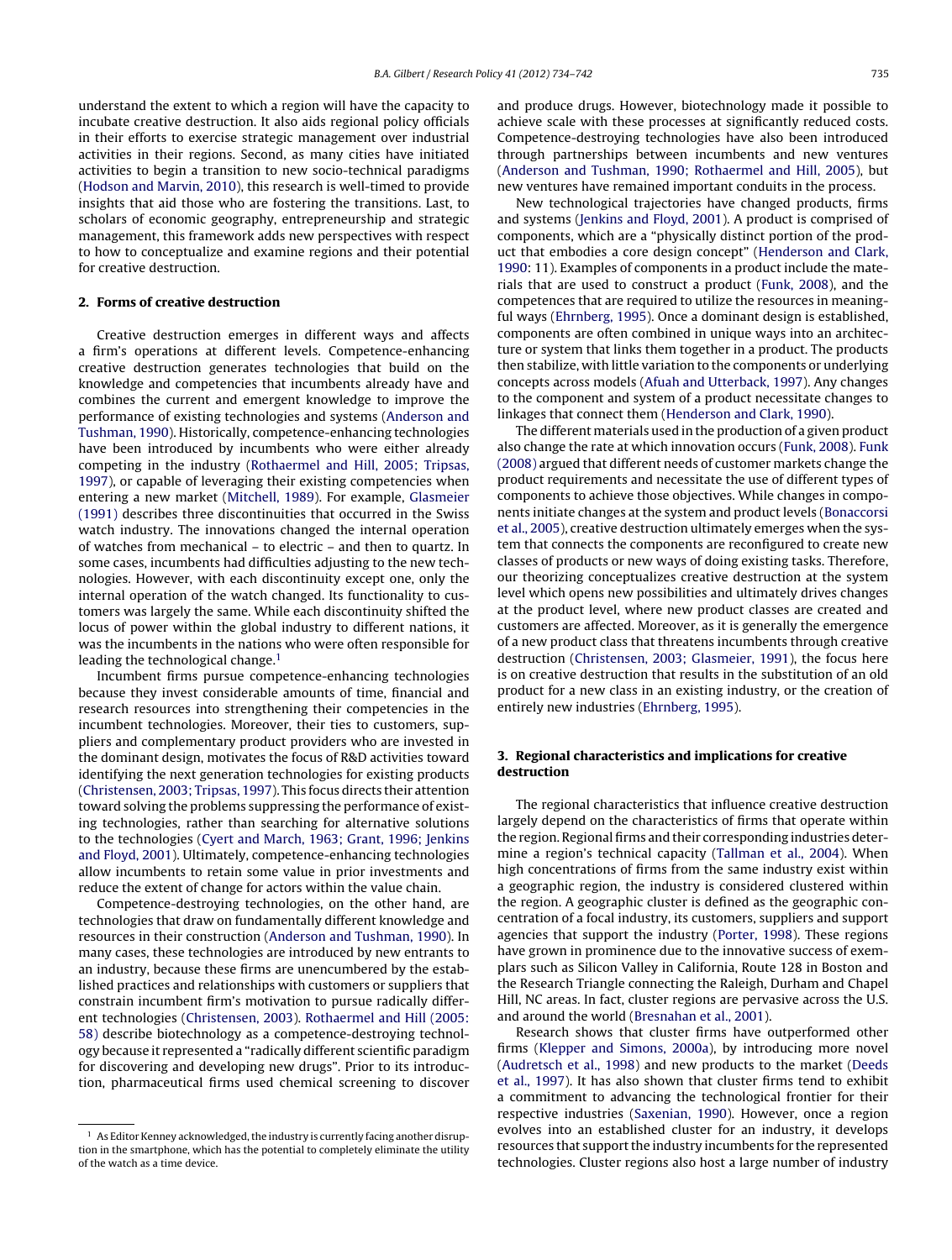understand the extent to which a region will have the capacity to incubate creative destruction. It also aids regional policy officials in their efforts to exercise strategic management over industrial activities in their regions. Second, as many cities have initiated activities to begin a transition to new socio-technical paradigms (Hodson and Marvin, 2010), this research is well-timed to provide insights that aid those who are fostering the transitions. Last, to scholars of economic geography, entrepreneurship and strategic management, this framework adds new perspectives with respect to how to conceptualize and examine regions and their potential for creative destruction.

## 2. Forms of creative destruction

Creative destruction emerges in different ways and affects a firm's operations at different levels. Competence-enhancing creative destruction generates technologies that build on the knowledge and competencies that incumbents already have and combines the current and emergent knowledge to improve the performance of existing technologies and systems (Anderson and Tushman, 1990). Historically, competence-enhancing technologies have been introduced by incumbents who were either already competing in the industry (Rothaermel and Hill, 2005; Tripsas, 1997), or capable of leveraging their existing competencies when entering a new market (Mitchell, 1989). For example, Glasmeier (1991) describes three discontinuities that occurred in the Swiss watch industry. The innovations changed the internal operation of watches from mechanical – to electric – and then to quartz. In some cases, incumbents had difficulties adjusting to the new technologies. However, with each discontinuity except one, only the internal operation of the watch changed. Its functionality to customers was largely the same. While each discontinuity shifted the locus of power within the global industry to different nations, it was the incumbents in the nations who were often responsible for leading the technological change.[1]

Incumbent firms pursue competence-enhancing technologies because they invest considerable amounts of time, financial and research resources into strengthening their competencies in the incumbent technologies. Moreover, their ties to customers, suppliers and complementary product providers who are invested in the dominant design, motivates the focus of R&D activities toward identifying the next generation technologies for existing products (Christensen, 2003; Tripsas, 1997). This focus directs their attention toward solving the problems suppressing the performance of existing technologies, rather than searching for alternative solutions to the technologies (Cyert and March, 1963; Grant, 1996; Jenkins and Floyd, 2001). Ultimately, competence-enhancing technologies allow incumbents to retain some value in prior investments and reduce the extent of change for actors within the value chain.

Competence-destroying technologies, on the other hand, are technologies that draw on fundamentally different knowledge and resources in their construction (Anderson and Tushman, 1990). In many cases, these technologies are introduced by new entrants to an industry, because these firms are unencumbered by the established practices and relationships with customers or suppliers that constrain incumbent firm's motivation to pursue radically different technologies (Christensen, 2003). Rothaermel and Hill (2005: 58) describe biotechnology as a competence-destroying technology because it represented a "radically different scientific paradigm for discovering and developing new drugs". Prior to its introduction, pharmaceutical firms used chemical screening to discover and produce drugs. However, biotechnology made it possible to achieve scale with these processes at significantly reduced costs. Competence-destroying technologies have also been introduced through partnerships between incumbents and new ventures (Anderson and Tushman, 1990; Rothaermel and Hill, 2005), but new ventures have remained important conduits in the process.

New technological trajectories have changed products, firms and systems (Jenkins and Floyd, 2001). A product is comprised of components, which are a "physically distinct portion of the product that embodies a core design concept" (Henderson and Clark, 1990: 11). Examples of components in a product include the materials that are used to construct a product (Funk, 2008), and the competences that are required to utilize the resources in meaningful ways (Ehrnberg, 1995). Once a dominant design is established, components are often combined in unique ways into an architecture or system that links them together in a product. The products then stabilize, with little variation to the components or underlying concepts across models (Afuah and Utterback, 1997). Any changes to the component and system of a product necessitate changes to linkages that connect them (Henderson and Clark, 1990).

The different materials used in the production of a given product also change the rate at which innovation occurs (Funk, 2008). Funk (2008) argued that different needs of customer markets change the product requirements and necessitate the use of different types of components to achieve those objectives. While changes in components initiate changes at the system and product levels (Bonaccorsi et al., 2005), creative destruction ultimately emerges when the system that connects the components are reconfigured to create new classes of products or new ways of doing existing tasks. Therefore, our theorizing conceptualizes creative destruction at the system level which opens new possibilities and ultimately drives changes at the product level, where new product classes are created and customers are affected. Moreover, as it is generally the emergence of a new product class that threatens incumbents through creative destruction (Christensen, 2003; Glasmeier, 1991), the focus here is on creative destruction that results in the substitution of an old product for a new class in an existing industry, or the creation of entirely new industries (Ehrnberg, 1995).

## 3. Regional characteristics and implications for creative destruction

The regional characteristics that influence creative destruction largely depend on the characteristics of firms that operate within the region. Regional firms and their corresponding industries determine a region's technical capacity (Tallman et al., 2004). When high concentrations of firms from the same industry exist within a geographic region, the industry is considered clustered within the region. A geographic cluster is defined as the geographic concentration of a focal industry, its customers, suppliers and support agencies that support the industry (Porter, 1998). These regions have grown in prominence due to the innovative success of exemplars such as Silicon Valley in California, Route 128 in Boston and the Research Triangle connecting the Raleigh, Durham and Chapel Hill, NC areas. In fact, cluster regions are pervasive across the U.S. and around the world (Bresnahan et al., 2001).

Research shows that cluster firms have outperformed other firms (Klepper and Simons, 2000a), by introducing more novel (Audretsch et al., 1998) and new products to the market (Deeds et al., 1997). It has also shown that cluster firms tend to exhibit a commitment to advancing the technological frontier for their respective industries (Saxenian, 1990). However, once a region evolves into an established cluster for an industry, it develops resources that support the industry incumbents for the represented technologies. Cluster regions also host a large number of industry

[1] As Editor Kenney acknowledged, the industry is currently facing another disruption in the smartphone, which has the potential to completely eliminate the utility of the watch as a time device.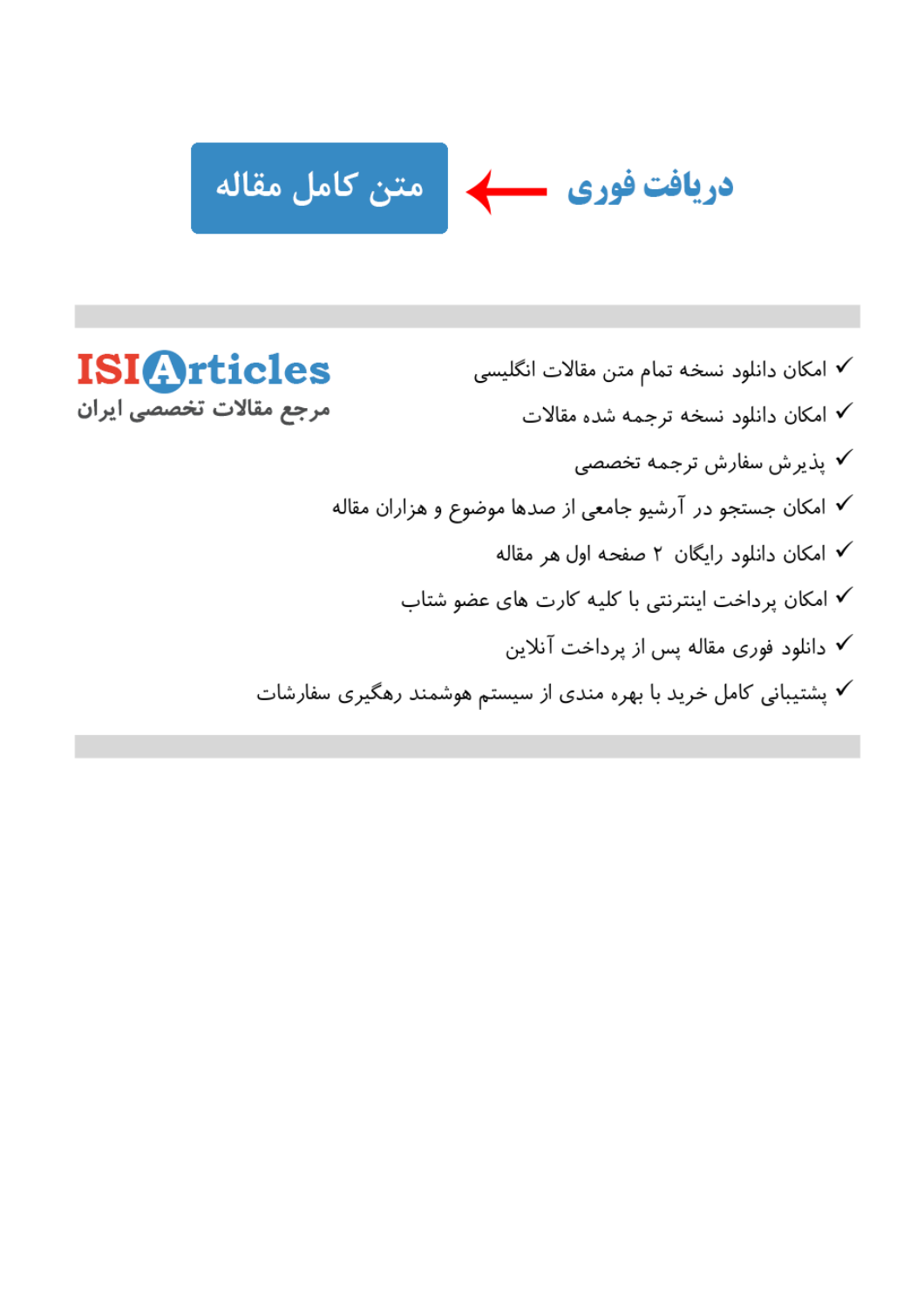دریافت فوری ← **متن کامل مقاله**

**ISIArticles**
مرجع مقالات تخصصی ایران

- ✓ امکان دانلود نسخه تمام متن مقالات انگلیسی
- ✓ امکان دانلود نسخه ترجمه شده مقالات
- ✓ پذیرش سفارش ترجمه تخصصی
- ✓ امکان جستجو در آرشیو جامعی از صدها موضوع و هزاران مقاله
- ✓ امکان دانلود رایگان ۲ صفحه اول هر مقاله
- ✓ امکان پرداخت اینترنتی با کلیه کارت های عضو شتاب
- ✓ دانلود فوری مقاله پس از پرداخت آنلاین
- ✓ پشتیبانی کامل خرید با بهره مندی از سیستم هوشمند رهگیری سفارشات